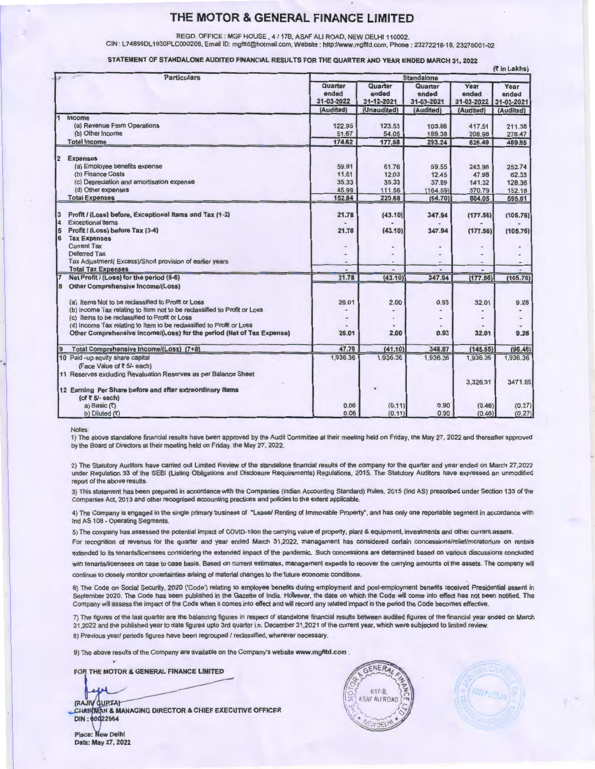# THE MOTOR & GENERAL FINANCE LIMITED

REGD. OFFICE : MGF HOUSE , 4 / 17B, ASAF ALI ROAD, NEW DELHI 110002.
CIN : L74899DL1930PLC000208, Email ID: mgfltd@hotmail.com, Website : http://www.mgfltd.com, Phone : 23272216-18, 23278001-02

## STATEMENT OF STANDALONE AUDITED FINANCIAL RESULTS FOR THE QUARTER AND YEAR ENDED MARCH 31, 2022

(₹ in Lakhs)

| Particulars | Standalone | | | | |
|---|---|---|---|---|---|
| | Quarter ended 31-03-2022 | Quarter ended 31-12-2021 | Quarter ended 31-03-2021 | Year ended 31-03-2022 | Year ended 31-03-2021 |
| | (Audited) | (Unaudited) | (Audited) | (Audited) | (Audited) |
| **1 Income** | | | | | |
| (a) Revenue From Operations | 122.95 | 123.53 | 103.86 | 417.51 | 211.38 |
| (b) Other Income | 51.67 | 54.05 | 189.38 | 208.98 | 278.47 |
| **Total Income** | 174.62 | 177.58 | 293.24 | 626.49 | 489.85 |
| **2 Expenses** | | | | | |
| (a) Employee benefits expense | 59.91 | 61.76 | 59.55 | 243.96 | 252.74 |
| (b) Finance Costs | 11.61 | 12.03 | 12.45 | 47.98 | 62.33 |
| (c) Depreciation and amortisation expense | 35.33 | 35.33 | 37.89 | 141.32 | 128.36 |
| (d) Other expenses | 45.99 | 111.56 | (164.59) | 370.79 | 152.18 |
| **Total Expenses** | 152.84 | 220.68 | (54.70) | 804.05 | 595.61 |
| 3 Profit / (Loss) before, Exceptional items and Tax (1-2) | 21.78 | (43.10) | 347.94 | (177.56) | (105.76) |
| 4 Exceptional items | - | - | - | - | - |
| 5 Profit / (Loss) before Tax (3-4) | 21.78 | (43.10) | 347.94 | (177.56) | (105.76) |
| 6 Tax Expenses | | | | | |
| Current Tax | - | - | - | - | - |
| Deferred Tax | - | - | - | - | - |
| Tax Adjustment( Excess)/Short provision of earlier years | - | - | - | - | - |
| **Total Tax Expenses** | - | - | - | - | - |
| 7 Net Profit / (Loss) for the period (5-6) | 21.78 | (43.10) | 347.94 | (177.56) | (105.76) |
| 8 Other Comprehensive Income/(Loss) | | | | | |
| (a) Items Not to be reclassified to Profit or Loss | 26.01 | 2.00 | 0.93 | 32.01 | 9.28 |
| (b) Income Tax relating to Item not to be reclassified to Profit or Loss | - | - | - | - | - |
| (c) Items to be reclassified to Profit or Loss | - | - | - | - | - |
| (d) Income Tax relating to Item to be reclassified to Profit or Loss | - | - | - | - | - |
| Other Comprehensive Income/(Loss) for the period (Net of Tax Expense) | 26.01 | 2.00 | 0.93 | 32.01 | 9.28 |
| 9 Total Comprehensive Income/(Loss) (7+8) | 47.79 | (41.10) | 348.87 | (145.55) | (96.48) |
| 10 Paid -up equity share capital (Face Value of ₹ 5/- each) | 1,936.36 | 1,936.36 | 1,936.36 | 1,936.36 | 1,936.36 |
| 11 Reserves excluding Revaluation Reserves as per Balance Sheet | | | | 3,326.31 | 3471.86 |
| 12 Earning Per Share before and after extraordinary items (of ₹ 5/- each) | | | | | |
| a) Basic (₹) | 0.06 | (0.11) | 0.90 | (0.46) | (0.27) |
| b) Diluted (₹) | 0.06 | (0.11) | 0.90 | (0.46) | (0.27) |

Notes:

1) The above standalone financial results have been approved by the Audit Committee at their meeting held on Friday, the May 27, 2022 and thereafter approved by the Board of Directors at their meeting held on Friday, the May 27, 2022.

2) The Statutory Auditors have carried out Limited Review of the standalone financial results of the company for the quarter and year ended on March 27,2022 under Regulation 33 of the SEBI (Listing Obligations and Disclosure Requirements) Regulations, 2015. The Statutory Auditors have expressed an unmodified report of the above results.

3) This statement has been prepared in accordance with the Companies (Indian Accounting Standard) Rules, 2015 (Ind AS) prescribed under Section 133 of the Companies Act, 2013 and other recognised accounting practices and policies to the extent applicable.

4) The Company is engaged in the single primary business of "Lease/ Renting of Immovable Property", and has only one reportable segment in accordance with Ind AS 108 - Operating Segments.

5) The company has assessed the potential impact of COVID-19on the carrying value of property, plant & equipment, investments and other current assets.

For recognition of revenue for the quarter and year ended March 31,2022, management has considered certain concessions/relief/moratorium on rentals extended to its tenants/licensees considering the extended impact of the pandemic. Such concessions are determined based on various discussions concluded with tenants/licensees on case to case basis. Based on current estimates, management expects to recover the carrying amounts of the assets. The company will continue to closely monitor uncertainties arising of material changes to the future economic conditions.

6) The Code on Social Security, 2020 ('Code') relating to employee benefits during employment and post-employment benefits received Presidential assent in September 2020. The Code has been published in the Gazette of India. However, the date on which the Code will come into effect has not been notified. The Company will assess the impact of the Code when it comes into effect and will record any related impact in the period the Code becomes effective.

7) The figures of the last quarter are the balancing figures in respect of standalone financial results between audited figures of the financial year ended on March 31,2022 and the published year to date figures upto 3rd quarter i.e. December 31,2021 of the current year, which were subjected to limited review.

8) Previous year/ periods figures have been regrouped / reclassified, wherever necessary.

9) The above results of the Company are available on the Company's website www.mgfltd.com .

FOR THE MOTOR & GENERAL FINANCE LIMITED

(RAJIV GUPTA)
CHAIRMAN & MANAGING DIRECTOR & CHIEF EXECUTIVE OFFICER
DIN : 00022964

Place: New Delhi
Date: May 27, 2022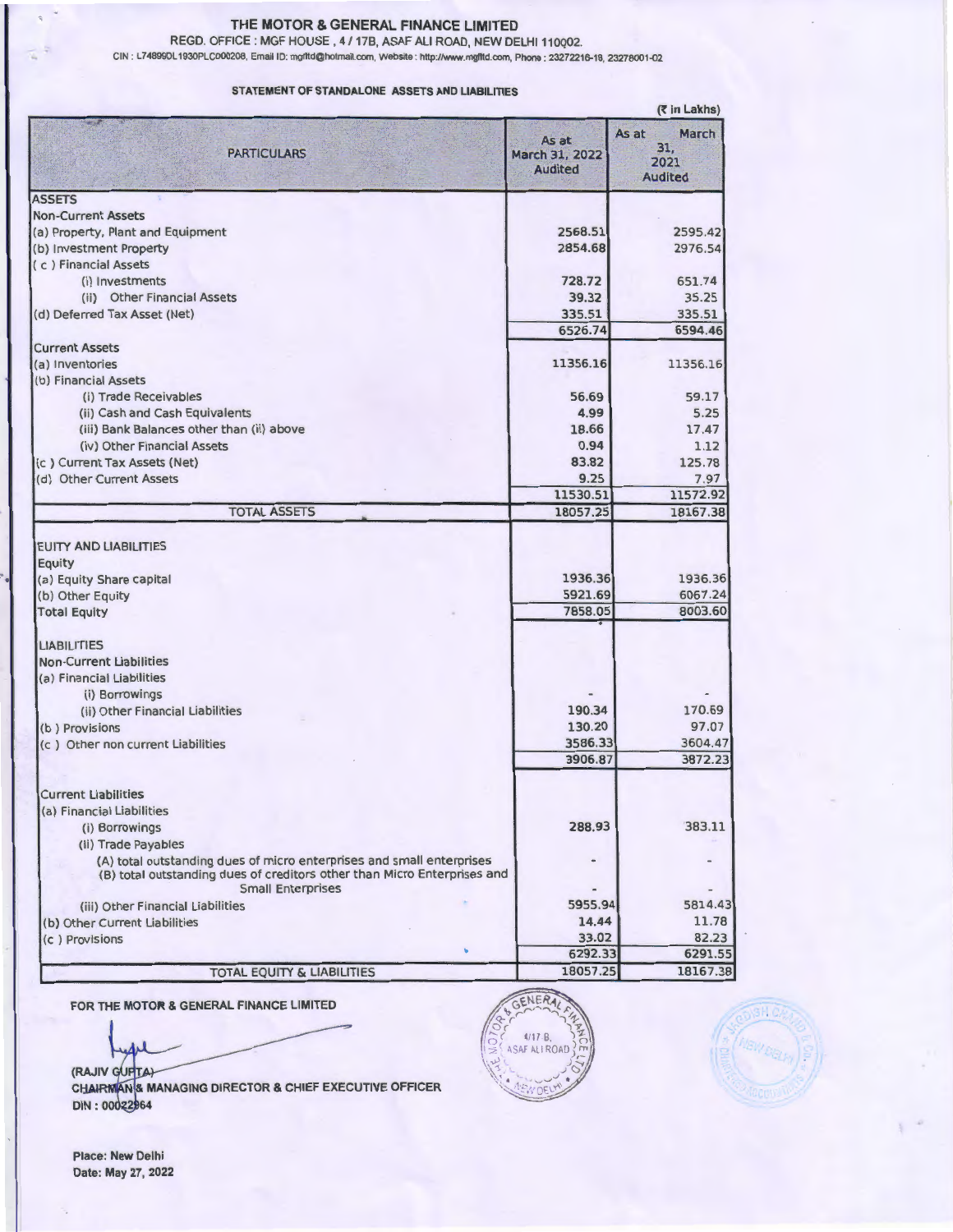# THE MOTOR & GENERAL FINANCE LIMITED

REGD. OFFICE : MGF HOUSE , 4 / 17B, ASAF ALI ROAD, NEW DELHI 110002.

CIN : L74899DL1930PLC000208, Email ID: mgfltd@hotmail.com, Website : http://www.mgfltd.com, Phone : 23272216-18, 23278001-02

## STATEMENT OF STANDALONE ASSETS AND LIABILITIES

(₹ in Lakhs)

| PARTICULARS | As at March 31, 2022 Audited | As at March 31, 2021 Audited |
|---|---|---|
| **ASSETS** | | |
| Non-Current Assets | | |
| (a) Property, Plant and Equipment | 2568.51 | 2595.42 |
| (b) Investment Property | 2854.68 | 2976.54 |
| ( c ) Financial Assets | | |
| (i) Investments | 728.72 | 651.74 |
| (ii) Other Financial Assets | 39.32 | 35.25 |
| (d) Deferred Tax Asset (Net) | 335.51 | 335.51 |
| | 6526.74 | 6594.46 |
| Current Assets | | |
| (a) Inventories | 11356.16 | 11356.16 |
| (b) Financial Assets | | |
| (i) Trade Receivables | 56.69 | 59.17 |
| (ii) Cash and Cash Equivalents | 4.99 | 5.25 |
| (iii) Bank Balances other than (ii) above | 18.66 | 17.47 |
| (iv) Other Financial Assets | 0.94 | 1.12 |
| (c ) Current Tax Assets (Net) | 83.82 | 125.78 |
| (d) Other Current Assets | 9.25 | 7.97 |
| | 11530.51 | 11572.92 |
| TOTAL ASSETS | 18057.25 | 18167.38 |
| EUITY AND LIABILITIES | | |
| Equity | | |
| (a) Equity Share capital | 1936.36 | 1936.36 |
| (b) Other Equity | 5921.69 | 6067.24 |
| Total Equity | 7858.05 | 8003.60 |
| LIABILITIES | | |
| Non-Current Liabilities | | |
| (a) Financial Liabilities | | |
| (i) Borrowings | - | - |
| (ii) Other Financial Liabilities | 190.34 | 170.69 |
| (b ) Provisions | 130.20 | 97.07 |
| (c ) Other non current Liabilities | 3586.33 | 3604.47 |
| | 3906.87 | 3872.23 |
| Current Liabilities | | |
| (a) Financial Liabilities | | |
| (i) Borrowings | 288.93 | 383.11 |
| (ii) Trade Payables | | |
| (A) total outstanding dues of micro enterprises and small enterprises | - | - |
| (B) total outstanding dues of creditors other than Micro Enterprises and Small Enterprises | - | - |
| (iii) Other Financial Liabilities | 5955.94 | 5814.43 |
| (b) Other Current Liabilities | 14.44 | 11.78 |
| (c ) Provisions | 33.02 | 82.23 |
| | 6292.33 | 6291.55 |
| TOTAL EQUITY & LIABILITIES | 18057.25 | 18167.38 |

**FOR THE MOTOR & GENERAL FINANCE LIMITED**

(RAJIV GUPTA)
CHAIRMAN & MANAGING DIRECTOR & CHIEF EXECUTIVE OFFICER
DIN : 00022964

Place: New Delhi
Date: May 27, 2022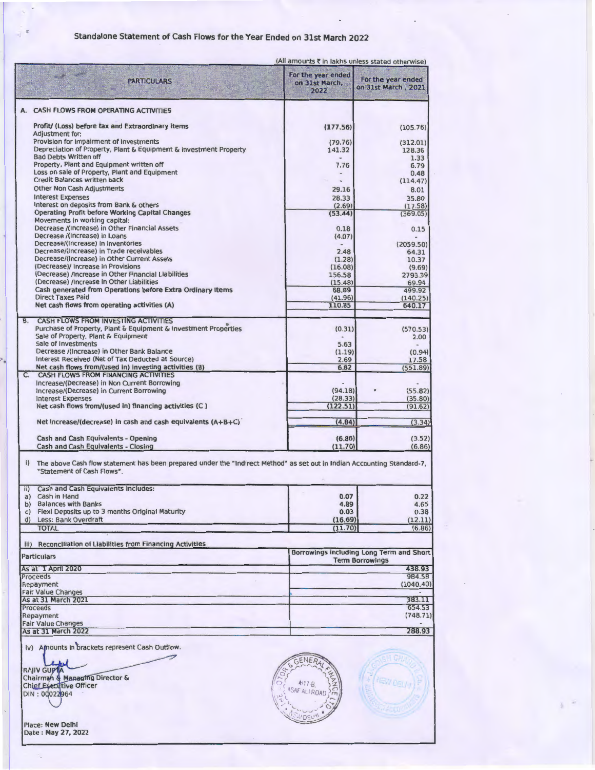# Standalone Statement of Cash Flows for the Year Ended on 31st March 2022

(All amounts ₹ in lakhs unless stated otherwise)

| PARTICULARS | For the year ended on 31st March, 2022 | For the year ended on 31st March , 2021 |
|---|---|---|
| **A. CASH FLOWS FROM OPERATING ACTIVITIES** | | |
| Profit/ (Loss) before tax and Extraordinary items | (177.56) | (105.76) |
| Adjustment for: | | |
| Provision for Impairment of Investments | (79.76) | (312.01) |
| Depreciation of Property, Plant & Equipment & Investment Property | 141.32 | 128.36 |
| Bad Debts Written off | - | 1.33 |
| Property, Plant and Equipment written off | 7.76 | 6.79 |
| Loss on sale of Property, Plant and Equipment | - | 0.48 |
| Credit Balances written back | - | (114.47) |
| Other Non Cash Adjustments | 29.16 | 8.01 |
| Interest Expenses | 28.33 | 35.80 |
| Interest on deposits from Bank & others | (2.69) | (17.58) |
| Operating Profit before Working Capital Changes | (53.44) | (369.05) |
| Movements in working capital: | | |
| Decrease /(Increase) in Other Financial Assets | 0.18 | 0.15 |
| Decrease /(Increase) in Loans | (4.07) | - |
| Decrease/(Increase) in Inventories | - | (2059.50) |
| Decrease/(Increase) in Trade receivables | 2.48 | 64.31 |
| Decrease/(Increase) in Other Current Assets | (1.28) | 10.37 |
| (Decrease)/ Increase in Provisions | (16.08) | (9.69) |
| (Decrease) /Increase in Other Financial Liabilities | 156.58 | 2793.39 |
| (Decrease) /Increase in Other Liabilities | (15.48) | 69.94 |
| Cash generated from Operations before Extra Ordinary items | 68.89 | 499.92 |
| Direct Taxes Paid | (41.96) | (140.25) |
| Net cash flows from operating activities (A) | 110.85 | 640.17 |
| **B. CASH FLOWS FROM INVESTING ACTIVITIES** | | |
| Purchase of Property, Plant & Equipment & Investment Properties | (0.31) | (570.53) |
| Sale of Property, Plant & Equipment | - | 2.00 |
| Sale of Investments | 5.63 | - |
| Decrease /(Increase) in Other Bank Balance | (1.19) | (0.94) |
| Interest Received (Net of Tax Deducted at Source) | 2.69 | 17.58 |
| Net cash flows from/(used in) investing activities (B) | 6.82 | (551.89) |
| **C. CASH FLOWS FROM FINANCING ACTIVITIES** | | |
| Increase/(Decrease) in Non Current Borrowing | - | - |
| Increase/(Decrease) in Current Borrowing | (94.18) | (55.82) |
| Interest Expenses | (28.33) | (35.80) |
| Net cash flows from/(used in) financing activities (C ) | (122.51) | (91.62) |
| Net increase/(decrease) in cash and cash equivalents (A+B+C) | (4.84) | (3.34) |
| Cash and Cash Equivalents - Opening | (6.86) | (3.52) |
| Cash and Cash Equivalents - Closing | (11.70) | (6.86) |

i) The above Cash flow statement has been prepared under the "Indirect Method" as set out in Indian Accounting Standard-7, "Statement of Cash Flows".

| ii) Cash and Cash Equivalents Includes: | | |
|---|---|---|
| a) Cash in Hand | 0.07 | 0.22 |
| b) Balances with Banks | 4.89 | 4.65 |
| c) Flexi Deposits up to 3 months Original Maturity | 0.03 | 0.38 |
| d) Less: Bank Overdraft | (16.69) | (12.11) |
| TOTAL | (11.70) | (6.86) |

iii) Reconciliation of Liabilities from Financing Activities

| Particulars | Borrowings including Long Term and Short Term Borrowings |
|---|---|
| As at 1 April 2020 | 438.93 |
| Proceeds | 984.58 |
| Repayment | (1040.40) |
| Fair Value Changes | - |
| As at 31 March 2021 | 383.11 |
| Proceeds | 654.53 |
| Repayment | (748.71) |
| Fair Value Changes | - |
| As at 31 March 2022 | 288.93 |

iv) Amounts in brackets represent Cash Outflow.

RAJIV GUPTA
Chairman & Managing Director &
Chief Executive Officer
DIN : 00022964

Place: New Delhi
Date : May 27, 2022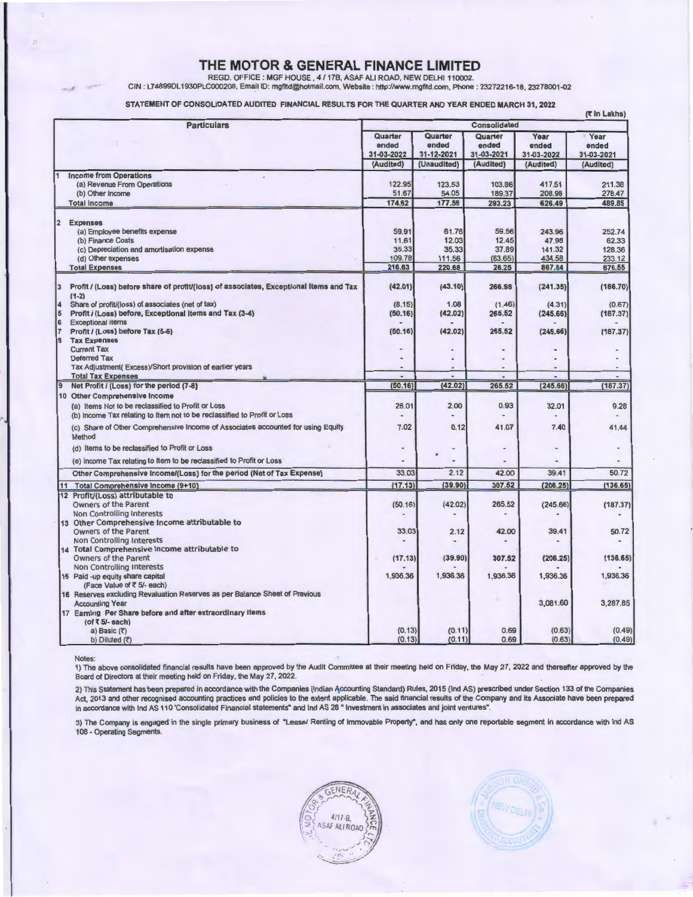# THE MOTOR & GENERAL FINANCE LIMITED

REGD. OFFICE : MGF HOUSE , 4 / 17B, ASAF ALI ROAD, NEW DELHI 110002.

CIN : L74899DL1930PLC000208, Email ID: mgfltd@hotmail.com, Website : http://www.mgfltd.com, Phone : 23272216-18, 23278001-02

## STATEMENT OF CONSOLIDATED AUDITED FINANCIAL RESULTS FOR THE QUARTER AND YEAR ENDED MARCH 31, 2022

(₹ In Lakhs)

| Particulars | Consolidated | | | | |
|---|---|---|---|---|---|
| | Quarter ended 31-03-2022 | Quarter ended 31-12-2021 | Quarter ended 31-03-2021 | Year ended 31-03-2022 | Year ended 31-03-2021 |
| | (Audited) | (Unaudited) | (Audited) | (Audited) | (Audited) |
| **1 Income from Operations** | | | | | |
| (a) Revenue From Operations | 122.95 | 123.53 | 103.86 | 417.51 | 211.38 |
| (b) Other Income | 51.67 | 54.05 | 189.37 | 208.98 | 278.47 |
| **Total Income** | 174.62 | 177.58 | 293.23 | 626.49 | 489.85 |
| **2 Expenses** | | | | | |
| (a) Employee benefits expense | 59.91 | 61.76 | 59.56 | 243.96 | 252.74 |
| (b) Finance Costs | 11.61 | 12.03 | 12.45 | 47.98 | 62.33 |
| (c) Depreciation and amortisation expense | 35.33 | 35.33 | 37.89 | 141.32 | 128.36 |
| (d) Other expenses | 109.78 | 111.56 | (83.65) | 434.58 | 233.12 |
| **Total Expenses** | 216.63 | 220.68 | 26.25 | 867.84 | 676.55 |
| **3 Profit / (Loss) before share of profit/(loss) of associates, Exceptional Items and Tax (1-2)** | (42.01) | (43.10) | 266.98 | (241.35) | (186.70) |
| 4 Share of profit/(loss) of associates (net of tax) | (8.15) | 1.08 | (1.46) | (4.31) | (0.67) |
| **5 Profit / (Loss) before, Exceptional Items and Tax (3-4)** | (50.16) | (42.02) | 265.52 | (245.66) | (187.37) |
| 6 Exceptional items | - | - | - | - | - |
| **7 Profit / (Loss) before Tax (5-6)** | (50.16) | (42.02) | 265.52 | (245.66) | (187.37) |
| **8 Tax Expenses** | | | | | |
| Current Tax | - | - | - | - | - |
| Deferred Tax | - | - | - | - | - |
| Tax Adjustment( Excess)/Short provision of earlier years | - | - | - | - | - |
| **Total Tax Expenses** | - | - | - | - | - |
| **9 Net Profit / (Loss) for the period (7-8)** | (50.16) | (42.02) | 265.52 | (245.66) | (187.37) |
| **10 Other Comprehensive Income** | | | | | |
| (a) Items Not to be reclassified to Profit or Loss | 26.01 | 2.00 | 0.93 | 32.01 | 9.28 |
| (b) Income Tax relating to Item not to be reclassified to Profit or Loss | - | - | - | - | - |
| (c) Share of Other Comprehensive Income of Associates accounted for using Equity Method | 7.02 | 0.12 | 41.07 | 7.40 | 41.44 |
| (d) Items to be reclassified to Profit or Loss | - | - | - | - | - |
| (e) Income Tax relating to Item to be reclassified to Profit or Loss | - | - | - | - | - |
| Other Comprehensive Income/(Loss) for the period (Net of Tax Expense) | 33.03 | 2.12 | 42.00 | 39.41 | 50.72 |
| **11 Total Comprehensive Income (9+10)** | (17.13) | (39.90) | 307.52 | (206.25) | (136.65) |
| **12 Profit/(Loss) attributable to** | | | | | |
| Owners of the Parent | (50.16) | (42.02) | 265.52 | (245.66) | (187.37) |
| Non Controlling Interests | - | - | - | - | - |
| **13 Other Comprehensive Income attributable to** | | | | | |
| Owners of the Parent | 33.03 | 2.12 | 42.00 | 39.41 | 50.72 |
| Non Controlling Interests | - | - | - | - | - |
| **14 Total Comprehensive Income attributable to** | | | | | |
| Owners of the Parent | (17.13) | (39.90) | 307.52 | (206.25) | (136.65) |
| Non Controlling Interests | - | - | - | - | - |
| 15 Paid -up equity share capital (Face Value of ₹ 5/- each) | 1,936.36 | 1,936.36 | 1,936.36 | 1,936.36 | 1,936.36 |
| 16 Reserves excluding Revaluation Reserves as per Balance Sheet of Previous Accounting Year | | | | 3,081.60 | 3,287.85 |
| 17 Earning Per Share before and after extraordinary items (of ₹ 5/- each) | | | | | |
| a) Basic (₹) | (0.13) | (0.11) | 0.69 | (0.63) | (0.49) |
| b) Diluted (₹) | (0.13) | (0.11) | 0.69 | (0.63) | (0.49) |

Notes:

1) The above consolidated financial results have been approved by the Audit Committee at their meeting held on Friday, the May 27, 2022 and thereafter approved by the Board of Directors at their meeting held on Friday, the May 27, 2022.

2) This Statement has been prepared in accordance with the Companies (Indian Accounting Standard) Rules, 2015 (Ind AS) prescribed under Section 133 of the Companies Act, 2013 and other recognised accounting practices and policies to the extent applicable. The said financial results of the Company and its Associate have been prepared in accordance with Ind AS 110 'Consolidated Financial statements" and Ind AS 28 " Investment in associates and joint ventures".

3) The Company is engaged in the single primary business of "Lease/ Renting of Immovable Property", and has only one reportable segment in accordance with Ind AS 108 - Operating Segments.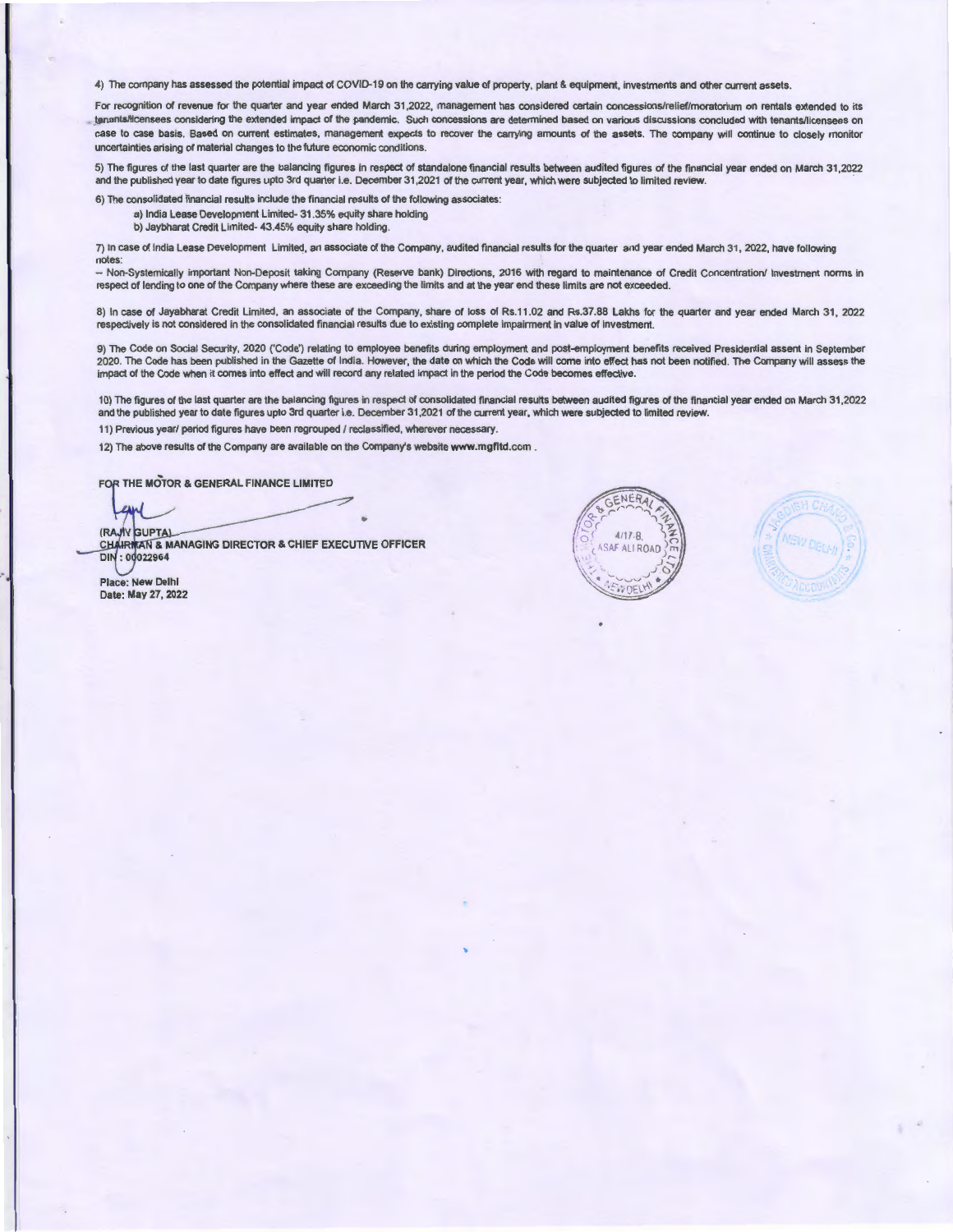4) The company has assessed the potential impact of COVID-19 on the carrying value of property, plant & equipment, investments and other current assets.

For recognition of revenue for the quarter and year ended March 31,2022, management has considered certain concessions/relief/moratorium on rentals extended to its tenants/licensees considering the extended impact of the pandemic. Such concessions are determined based on various discussions concluded with tenants/licensees on case to case basis. Based on current estimates, management expects to recover the carrying amounts of the assets. The company will continue to closely monitor uncertainties arising of material changes to the future economic conditions.

5) The figures of the last quarter are the balancing figures in respect of standalone financial results between audited figures of the financial year ended on March 31,2022 and the published year to date figures upto 3rd quarter i.e. December 31,2021 of the current year, which were subjected to limited review.

6) The consolidated financial results include the financial results of the following associates:

a) India Lease Development Limited- 31.35% equity share holding

b) Jaybharat Credit Limited- 43.45% equity share holding.

7) In case of India Lease Development Limited, an associate of the Company, audited financial results for the quarter and year ended March 31, 2022, have following notes:

-- Non-Systemically important Non-Deposit taking Company (Reserve bank) Directions, 2016 with regard to maintenance of Credit Concentration/ Investment norms in respect of lending to one of the Company where these are exceeding the limits and at the year end these limits are not exceeded.

8) In case of Jayabharat Credit Limited, an associate of the Company, share of loss of Rs.11.02 and Rs.37.88 Lakhs for the quarter and year ended March 31, 2022 respectively is not considered in the consolidated financial results due to existing complete impairment in value of investment.

9) The Code on Social Security, 2020 ('Code') relating to employee benefits during employment and post-employment benefits received Presidential assent in September 2020. The Code has been published in the Gazette of India. However, the date on which the Code will come into effect has not been notified. The Company will assess the impact of the Code when it comes into effect and will record any related impact in the period the Code becomes effective.

10) The figures of the last quarter are the balancing figures in respect of consolidated financial results between audited figures of the financial year ended on March 31,2022 and the published year to date figures upto 3rd quarter i.e. December 31,2021 of the current year, which were subjected to limited review.

11) Previous year/ period figures have been regrouped / reclassified, wherever necessary.

12) The above results of the Company are available on the Company's website www.mgfltd.com .

FOR THE MOTOR & GENERAL FINANCE LIMITED

(RAJIV GUPTA)
CHAIRMAN & MANAGING DIRECTOR & CHIEF EXECUTIVE OFFICER
DIN : 00022964

Place: New Delhi
Date: May 27, 2022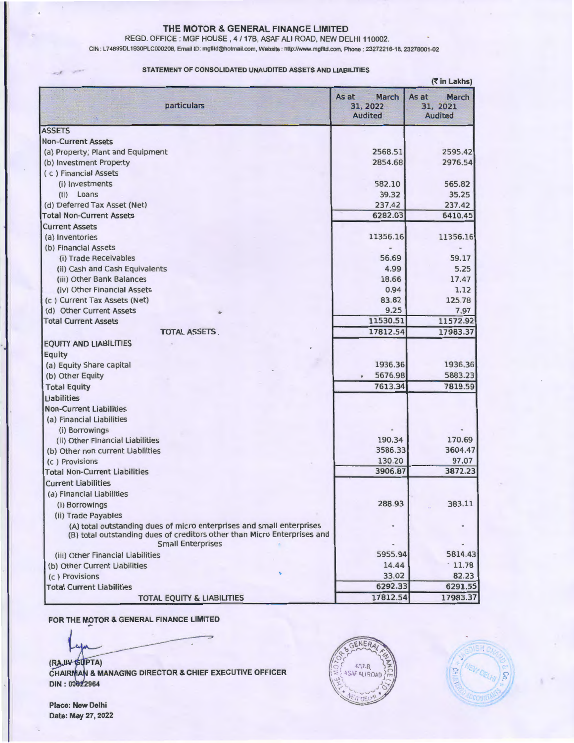# THE MOTOR & GENERAL FINANCE LIMITED

REGD. OFFICE : MGF HOUSE , 4 / 17B, ASAF ALI ROAD, NEW DELHI 110002.

CIN : L74899DL1930PLC000208, Email ID: mgfltd@hotmail.com, Website : http://www.mgfltd.com, Phone : 23272216-18, 23278001-02

## STATEMENT OF CONSOLIDATED UNAUDITED ASSETS AND LIABILITIES

(₹ in Lakhs)

| particulars | As at March 31, 2022 Audited | As at March 31, 2021 Audited |
|---|---|---|
| **ASSETS** | | |
| **Non-Current Assets** | | |
| (a) Property, Plant and Equipment | 2568.51 | 2595.42 |
| (b) Investment Property | 2854.68 | 2976.54 |
| ( c ) Financial Assets | | |
| (i) Investments | 582.10 | 565.82 |
| (ii) Loans | 39.32 | 35.25 |
| (d) Deferred Tax Asset (Net) | 237.42 | 237.42 |
| **Total Non-Current Assets** | 6282.03 | 6410.45 |
| **Current Assets** | | |
| (a) Inventories | 11356.16 | 11356.16 |
| (b) Financial Assets | - | - |
| (i) Trade Receivables | 56.69 | 59.17 |
| (ii) Cash and Cash Equivalents | 4.99 | 5.25 |
| (iii) Other Bank Balances | 18.66 | 17.47 |
| (iv) Other Financial Assets | 0.94 | 1.12 |
| (c ) Current Tax Assets (Net) | 83.82 | 125.78 |
| (d) Other Current Assets | 9.25 | 7.97 |
| **Total Current Assets** | 11530.51 | 11572.92 |
| **TOTAL ASSETS** | 17812.54 | 17983.37 |
| **EQUITY AND LIABILITIES** | | |
| **Equity** | | |
| (a) Equity Share capital | 1936.36 | 1936.36 |
| (b) Other Equity | 5676.98 | 5883.23 |
| **Total Equity** | 7613.34 | 7819.59 |
| **Liabilities** | | |
| **Non-Current Liabilities** | | |
| (a) Financial Liabilities | | |
| (i) Borrowings | - | - |
| (ii) Other Financial Liabilities | 190.34 | 170.69 |
| (b) Other non current Liabilities | 3586.33 | 3604.47 |
| (c ) Provisions | 130.20 | 97.07 |
| **Total Non-Current Liabilities** | 3906.87 | 3872.23 |
| **Current Liabilities** | | |
| (a) Financial Liabilities | | |
| (i) Borrowings | 288.93 | 383.11 |
| (ii) Trade Payables | | |
| (A) total outstanding dues of micro enterprises and small enterprises | - | - |
| (B) total outstanding dues of creditors other than Micro Enterprises and Small Enterprises | - | - |
| (iii) Other Financial Liabilities | 5955.94 | 5814.43 |
| (b) Other Current Liabilities | 14.44 | 11.78 |
| (c ) Provisions | 33.02 | 82.23 |
| **Total Current Liabilities** | 6292.33 | 6291.55 |
| **TOTAL EQUITY & LIABILITIES** | 17812.54 | 17983.37 |

**FOR THE MOTOR & GENERAL FINANCE LIMITED**

**(RAJIV GUPTA)**
**CHAIRMAN & MANAGING DIRECTOR & CHIEF EXECUTIVE OFFICER**
**DIN : 00022964**

**Place: New Delhi**
**Date: May 27, 2022**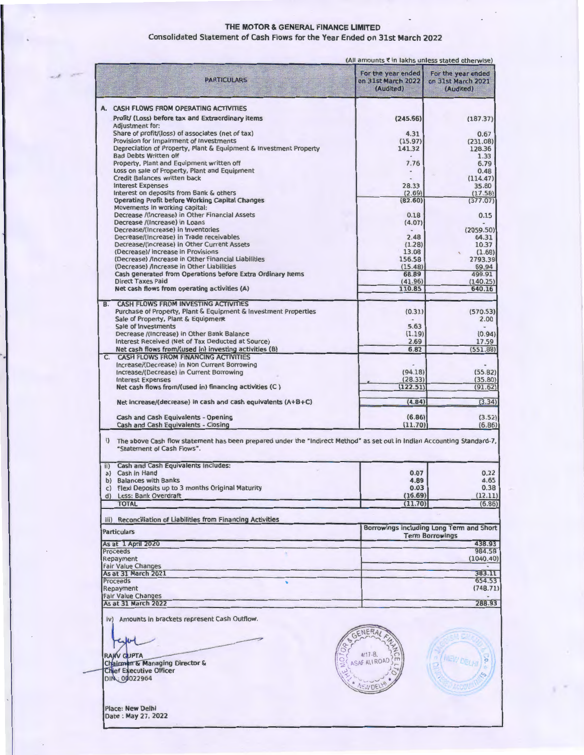# THE MOTOR & GENERAL FINANCE LIMITED

## Consolidated Statement of Cash Flows for the Year Ended on 31st March 2022

(All amounts ₹ in lakhs unless stated otherwise)

| PARTICULARS | For the year ended on 31st March 2022 (Audited) | For the year ended on 31st March 2021 (Audited) |
|---|---|---|
| **A. CASH FLOWS FROM OPERATING ACTIVITIES** | | |
| Profit/ (Loss) before tax and Extraordinary items | (245.66) | (187.37) |
| Adjustment for: | | |
| Share of profit/(loss) of associates (net of tax) | 4.31 | 0.67 |
| Provision for Impairment of Investments | (15.97) | (231.08) |
| Depreciation of Property, Plant & Equipment & Investment Property | 141.32 | 128.36 |
| Bad Debts Written off | - | 1.33 |
| Property, Plant and Equipment written off | 7.76 | 6.79 |
| Loss on sale of Property, Plant and Equipment | - | 0.48 |
| Credit Balances written back | - | (114.47) |
| Interest Expenses | 28.33 | 35.80 |
| Interest on deposits from Bank & others | (2.69) | (17.58) |
| Operating Profit before Working Capital Changes | (82.60) | (377.07) |
| Movements in working capital: | | |
| Decrease /(Increase) in Other Financial Assets | 0.18 | 0.15 |
| Decrease /(Increase) in Loans | (4.07) | - |
| Decrease/(Increase) in Inventories | - | (2059.50) |
| Decrease/(Increase) in Trade receivables | 2.48 | 64.31 |
| Decrease/(Increase) in Other Current Assets | (1.28) | 10.37 |
| (Decrease)/ Increase in Provisions | 13.08 | (1.68) |
| (Decrease) /Increase in Other Financial Liabilities | 156.58 | 2793.39 |
| (Decrease) /Increase in Other Liabilities | (15.48) | 69.94 |
| Cash generated from Operations before Extra Ordinary Items | 68.89 | 499.91 |
| Direct Taxes Paid | (41.96) | (140.25) |
| Net cash flows from operating activities (A) | 110.85 | 640.16 |
| **B. CASH FLOWS FROM INVESTING ACTIVITIES** | | |
| Purchase of Property, Plant & Equipment & Investment Properties | (0.31) | (570.53) |
| Sale of Property, Plant & Equipment | - | 2.00 |
| Sale of Investments | 5.63 | - |
| Decrease /(Increase) in Other Bank Balance | (1.19) | (0.94) |
| Interest Received (Net of Tax Deducted at Source) | 2.69 | 17.59 |
| Net cash flows from/(used in) investing activities (B) | 6.82 | (551.88) |
| **C. CASH FLOWS FROM FINANCING ACTIVITIES** | | |
| Increase/(Decrease) in Non Current Borrowing | - | - |
| Increase/(Decrease) in Current Borrowing | (94.18) | (55.82) |
| Interest Expenses | (28.33) | (35.80) |
| Net cash flows from/(used in) financing activities (C ) | (122.51) | (91.62) |
| Net increase/(decrease) in cash and cash equivalents (A+B+C) | (4.84) | (3.34) |
| Cash and Cash Equivalents - Opening | (6.86) | (3.52) |
| Cash and Cash Equivalents - Closing | (11.70) | (6.86) |

i) The above Cash flow statement has been prepared under the "Indirect Method" as set out in Indian Accounting Standard-7, "Statement of Cash Flows".

| ii) Cash and Cash Equivalents Includes: | | |
|---|---|---|
| a) Cash in Hand | 0.07 | 0.22 |
| b) Balances with Banks | 4.89 | 4.65 |
| c) Flexi Deposits up to 3 months Original Maturity | 0.03 | 0.38 |
| d) Less: Bank Overdraft | (16.69) | (12.11) |
| TOTAL | (11.70) | (6.86) |

iii) Reconciliation of Liabilities from Financing Activities

| Particulars | Borrowings including Long Term and Short Term Borrowings |
|---|---|
| As at 1 April 2020 | 438.93 |
| Proceeds | 984.58 |
| Repayment | (1040.40) |
| Fair Value Changes | - |
| As at 31 March 2021 | 383.11 |
| Proceeds | 654.53 |
| Repayment | (748.71) |
| Fair Value Changes | - |
| As at 31 March 2022 | 288.93 |

iv) Amounts in brackets represent Cash Outflow.

RAJIV GUPTA
Chairman & Managing Director &
Chief Executive Officer
DIN : 00022964

Place: New Delhi
Date : May 27, 2022